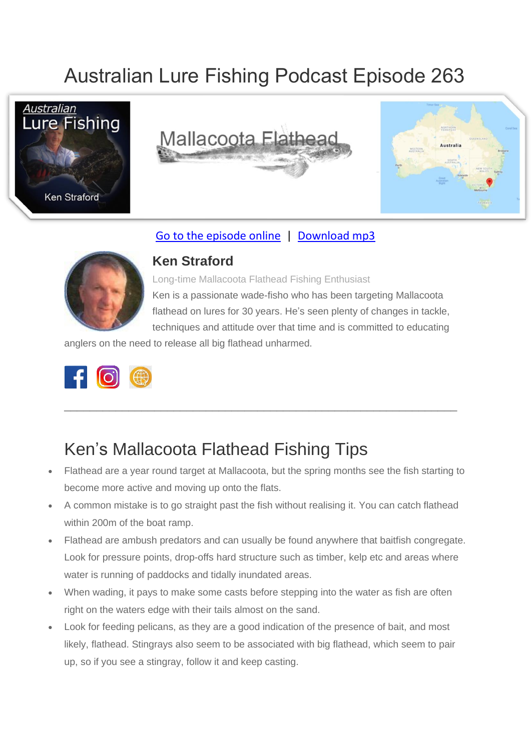# Australian Lure Fishing Podcast Episode 263

Go to the episode online | Download mp3

## Ken Straford

Long-time Mallacoota Flathead Fishing Enthusiast

Ken is a passionate wade-fisho who has been targeting Mallacoota flathead on lures for 30 years. He's seen plenty of changes in tackle, techniques and attitude over that time and is committed to educating anglers on the need to release all big flathead unharmed.

---

## Ken's Mallacoota Flathead Fishing Tips

- Flathead are a year round target at Mallacoota, but the spring months see the fish starting to become more active and moving up onto the flats.
- A common mistake is to go straight past the fish without realising it. You can catch flathead within 200m of the boat ramp.
- Flathead are ambush predators and can usually be found anywhere that baitfish congregate. Look for pressure points, drop-offs hard structure such as timber, kelp etc and areas where water is running of paddocks and tidally inundated areas.
- When wading, it pays to make some casts before stepping into the water as fish are often right on the waters edge with their tails almost on the sand.
- Look for feeding pelicans, as they are a good indication of the presence of bait, and most likely, flathead. Stingrays also seem to be associated with big flathead, which seem to pair up, so if you see a stingray, follow it and keep casting.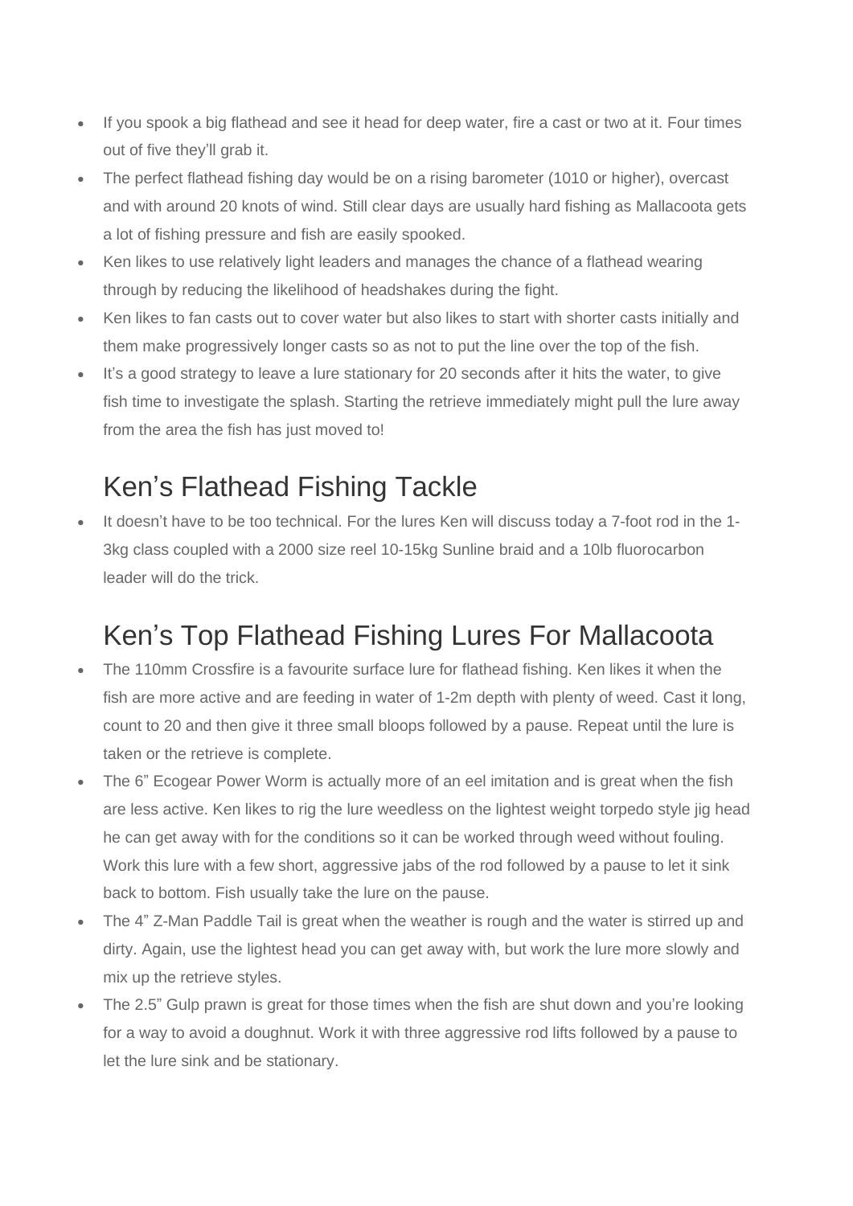- If you spook a big flathead and see it head for deep water, fire a cast or two at it. Four times out of five they'll grab it.
- The perfect flathead fishing day would be on a rising barometer (1010 or higher), overcast and with around 20 knots of wind. Still clear days are usually hard fishing as Mallacoota gets a lot of fishing pressure and fish are easily spooked.
- Ken likes to use relatively light leaders and manages the chance of a flathead wearing through by reducing the likelihood of headshakes during the fight.
- Ken likes to fan casts out to cover water but also likes to start with shorter casts initially and them make progressively longer casts so as not to put the line over the top of the fish.
- It's a good strategy to leave a lure stationary for 20 seconds after it hits the water, to give fish time to investigate the splash. Starting the retrieve immediately might pull the lure away from the area the fish has just moved to!

## Ken's Flathead Fishing Tackle

- It doesn't have to be too technical. For the lures Ken will discuss today a 7-foot rod in the 1-3kg class coupled with a 2000 size reel 10-15kg Sunline braid and a 10lb fluorocarbon leader will do the trick.

## Ken's Top Flathead Fishing Lures For Mallacoota

- The 110mm Crossfire is a favourite surface lure for flathead fishing. Ken likes it when the fish are more active and are feeding in water of 1-2m depth with plenty of weed. Cast it long, count to 20 and then give it three small bloops followed by a pause. Repeat until the lure is taken or the retrieve is complete.
- The 6" Ecogear Power Worm is actually more of an eel imitation and is great when the fish are less active. Ken likes to rig the lure weedless on the lightest weight torpedo style jig head he can get away with for the conditions so it can be worked through weed without fouling. Work this lure with a few short, aggressive jabs of the rod followed by a pause to let it sink back to bottom. Fish usually take the lure on the pause.
- The 4" Z-Man Paddle Tail is great when the weather is rough and the water is stirred up and dirty. Again, use the lightest head you can get away with, but work the lure more slowly and mix up the retrieve styles.
- The 2.5" Gulp prawn is great for those times when the fish are shut down and you're looking for a way to avoid a doughnut. Work it with three aggressive rod lifts followed by a pause to let the lure sink and be stationary.